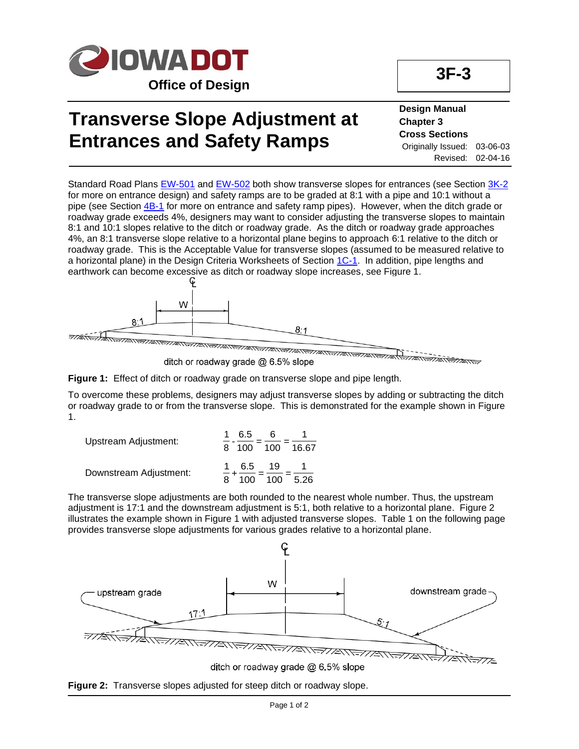**Office of Design**

**3F-3**

# Transverse Slope Adjustment at Entrances and Safety Ramps

**Design Manual**
**Chapter 3**
**Cross Sections**
Originally Issued: 03-06-03
Revised: 02-04-16

Standard Road Plans EW-501 and EW-502 both show transverse slopes for entrances (see Section 3K-2 for more on entrance design) and safety ramps are to be graded at 8:1 with a pipe and 10:1 without a pipe (see Section 4B-1 for more on entrance and safety ramp pipes). However, when the ditch grade or roadway grade exceeds 4%, designers may want to consider adjusting the transverse slopes to maintain 8:1 and 10:1 slopes relative to the ditch or roadway grade. As the ditch or roadway grade approaches 4%, an 8:1 transverse slope relative to a horizontal plane begins to approach 6:1 relative to the ditch or roadway grade. This is the Acceptable Value for transverse slopes (assumed to be measured relative to a horizontal plane) in the Design Criteria Worksheets of Section 1C-1. In addition, pipe lengths and earthwork can become excessive as ditch or roadway slope increases, see Figure 1.

**Figure 1:** Effect of ditch or roadway grade on transverse slope and pipe length.

To overcome these problems, designers may adjust transverse slopes by adding or subtracting the ditch or roadway grade to or from the transverse slope. This is demonstrated for the example shown in Figure 1.

Upstream Adjustment: $$\frac{1}{8} - \frac{6.5}{100} = \frac{6}{100} = \frac{1}{16.67}$$

Downstream Adjustment: $$\frac{1}{8} + \frac{6.5}{100} = \frac{19}{100} = \frac{1}{5.26}$$

The transverse slope adjustments are both rounded to the nearest whole number. Thus, the upstream adjustment is 17:1 and the downstream adjustment is 5:1, both relative to a horizontal plane. Figure 2 illustrates the example shown in Figure 1 with adjusted transverse slopes. Table 1 on the following page provides transverse slope adjustments for various grades relative to a horizontal plane.

**Figure 2:** Transverse slopes adjusted for steep ditch or roadway slope.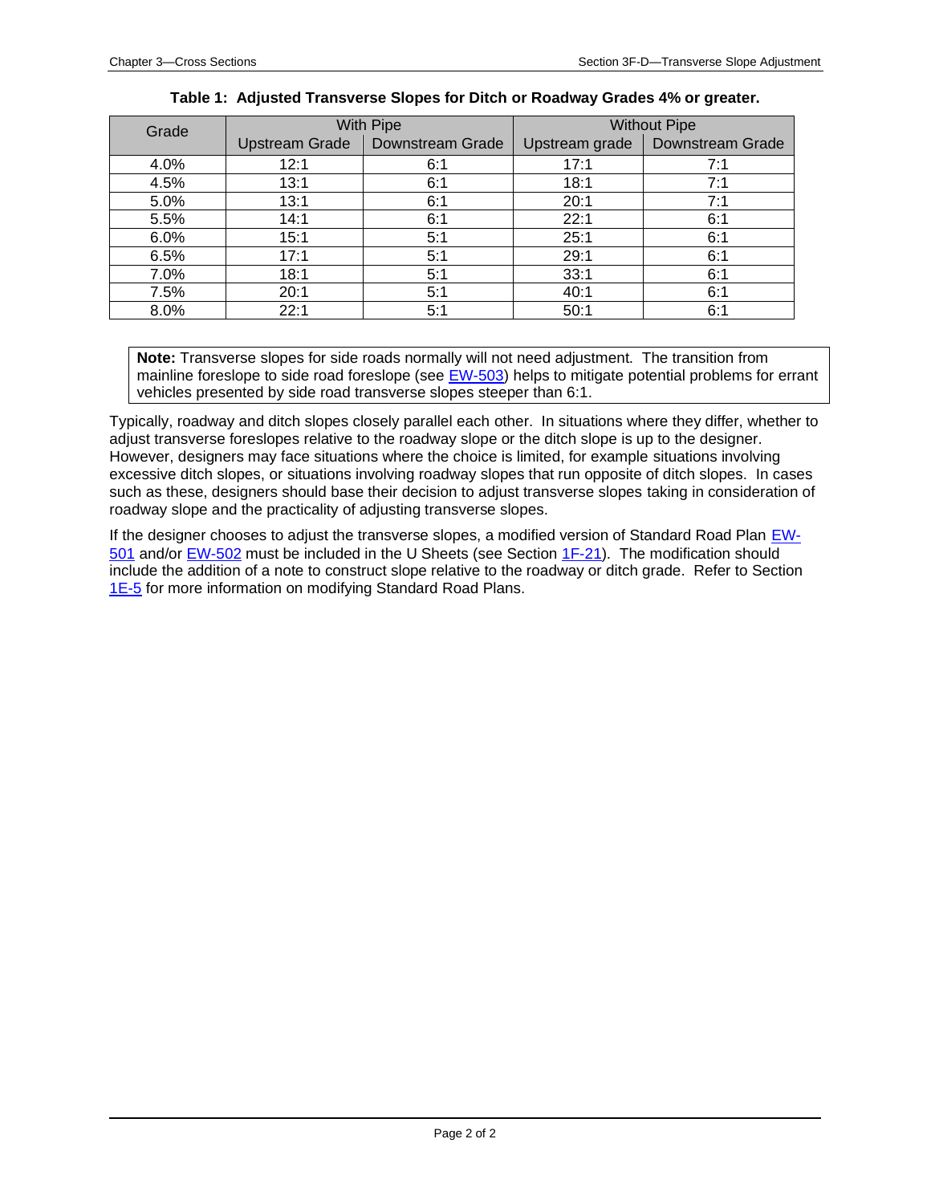**Table 1: Adjusted Transverse Slopes for Ditch or Roadway Grades 4% or greater.**

| Grade | With Pipe | | Without Pipe | |
|---|---|---|---|---|
| | Upstream Grade | Downstream Grade | Upstream grade | Downstream Grade |
| 4.0% | 12:1 | 6:1 | 17:1 | 7:1 |
| 4.5% | 13:1 | 6:1 | 18:1 | 7:1 |
| 5.0% | 13:1 | 6:1 | 20:1 | 7:1 |
| 5.5% | 14:1 | 6:1 | 22:1 | 6:1 |
| 6.0% | 15:1 | 5:1 | 25:1 | 6:1 |
| 6.5% | 17:1 | 5:1 | 29:1 | 6:1 |
| 7.0% | 18:1 | 5:1 | 33:1 | 6:1 |
| 7.5% | 20:1 | 5:1 | 40:1 | 6:1 |
| 8.0% | 22:1 | 5:1 | 50:1 | 6:1 |

> **Note:** Transverse slopes for side roads normally will not need adjustment. The transition from mainline foreslope to side road foreslope (see EW-503) helps to mitigate potential problems for errant vehicles presented by side road transverse slopes steeper than 6:1.

Typically, roadway and ditch slopes closely parallel each other. In situations where they differ, whether to adjust transverse foreslopes relative to the roadway slope or the ditch slope is up to the designer. However, designers may face situations where the choice is limited, for example situations involving excessive ditch slopes, or situations involving roadway slopes that run opposite of ditch slopes. In cases such as these, designers should base their decision to adjust transverse slopes taking in consideration of roadway slope and the practicality of adjusting transverse slopes.

If the designer chooses to adjust the transverse slopes, a modified version of Standard Road Plan EW-501 and/or EW-502 must be included in the U Sheets (see Section 1F-21). The modification should include the addition of a note to construct slope relative to the roadway or ditch grade. Refer to Section 1E-5 for more information on modifying Standard Road Plans.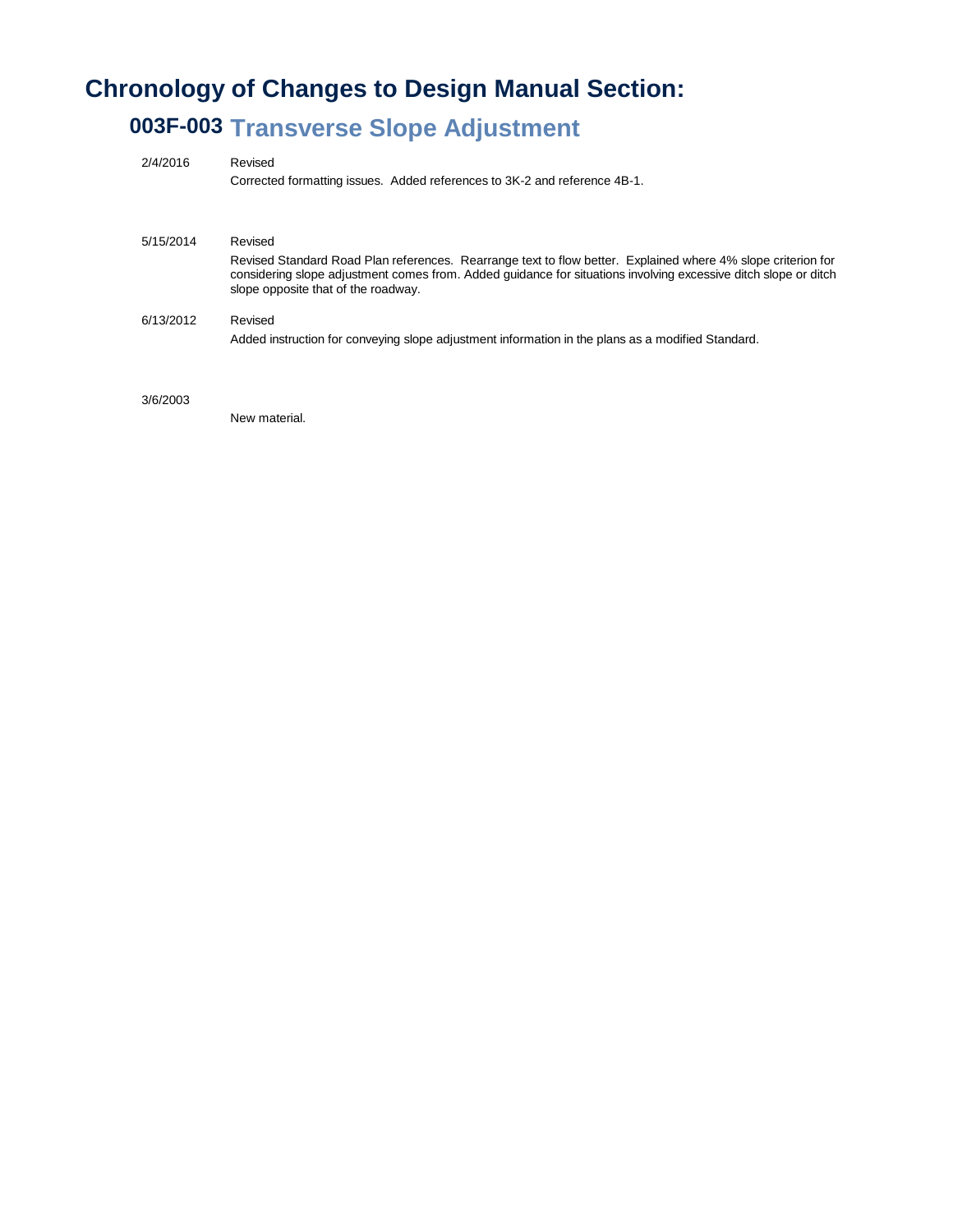# Chronology of Changes to Design Manual Section:

## 003F-003 Transverse Slope Adjustment

2/4/2016 Revised

Corrected formatting issues. Added references to 3K-2 and reference 4B-1.

5/15/2014 Revised

Revised Standard Road Plan references. Rearrange text to flow better. Explained where 4% slope criterion for considering slope adjustment comes from. Added guidance for situations involving excessive ditch slope or ditch slope opposite that of the roadway.

6/13/2012 Revised

Added instruction for conveying slope adjustment information in the plans as a modified Standard.

3/6/2003

New material.